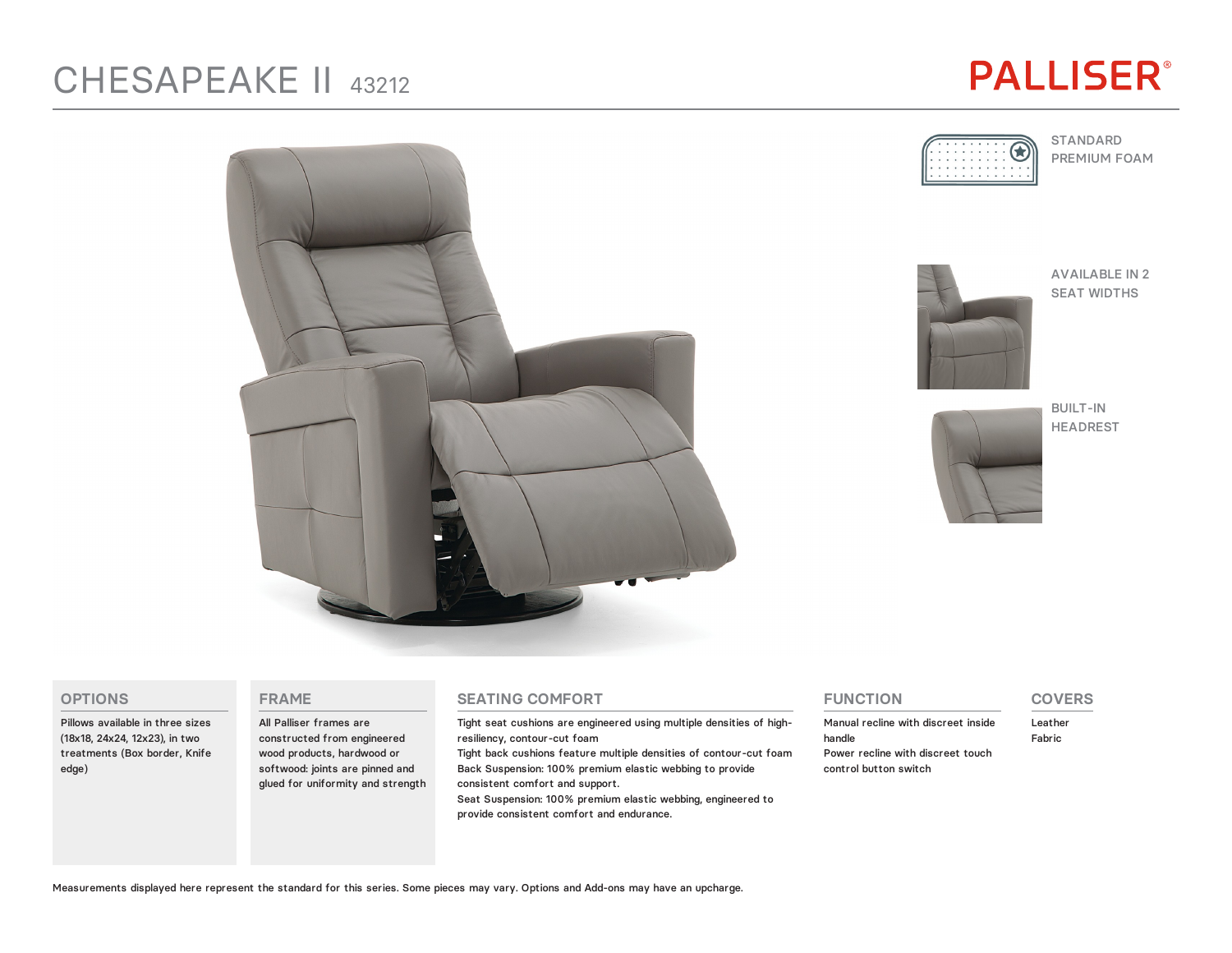# CHESAPEAKE II 43212

PALLISER®

STANDARD PREMIUM FOAM

AVAILABLE IN 2 SEAT WIDTHS

BUILT-IN HEADREST

## OPTIONS

Pillows available in three sizes (18x18, 24x24, 12x23), in two treatments (Box border, Knife edge)

## FRAME

All Palliser frames are constructed from engineered wood products, hardwood or softwood: joints are pinned and glued for uniformity and strength

## SEATING COMFORT

Tight seat cushions are engineered using multiple densities of high-resiliency, contour-cut foam

Tight back cushions feature multiple densities of contour-cut foam

Back Suspension: 100% premium elastic webbing to provide consistent comfort and support.

Seat Suspension: 100% premium elastic webbing, engineered to provide consistent comfort and endurance.

## FUNCTION

Manual recline with discreet inside handle

Power recline with discreet touch control button switch

## COVERS

Leather

Fabric

Measurements displayed here represent the standard for this series. Some pieces may vary. Options and Add-ons may have an upcharge.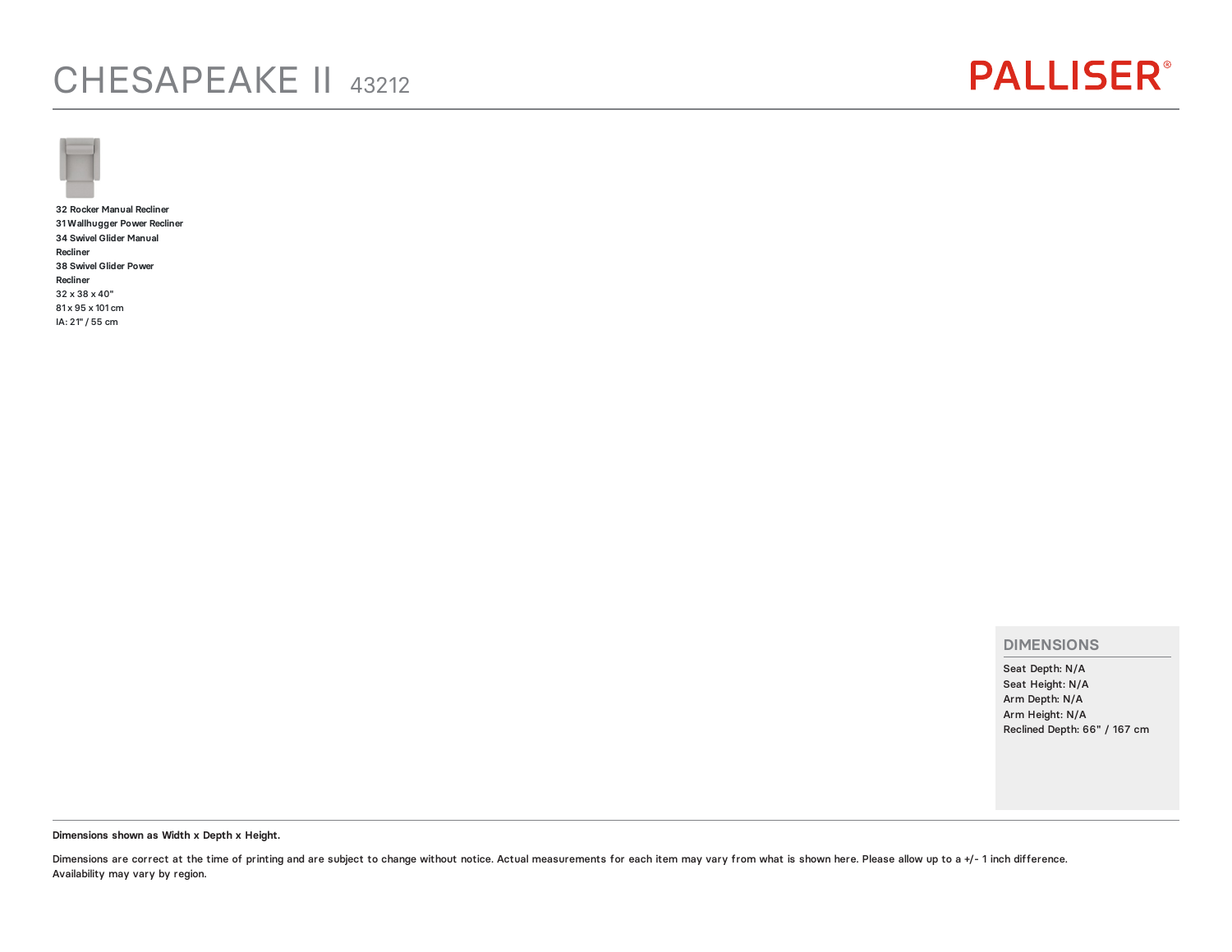# CHESAPEAKE II 43212

PALLISER®

**32 Rocker Manual Recliner**
**31 Wallhugger Power Recliner**
**34 Swivel Glider Manual Recliner**
**38 Swivel Glider Power Recliner**
32 x 38 x 40"
81 x 95 x 101 cm
IA: 21" / 55 cm

## DIMENSIONS

Seat Depth: N/A
Seat Height: N/A
Arm Depth: N/A
Arm Height: N/A
Reclined Depth: 66" / 167 cm

**Dimensions shown as Width x Depth x Height.**

Dimensions are correct at the time of printing and are subject to change without notice. Actual measurements for each item may vary from what is shown here. Please allow up to a +/- 1 inch difference.
Availability may vary by region.